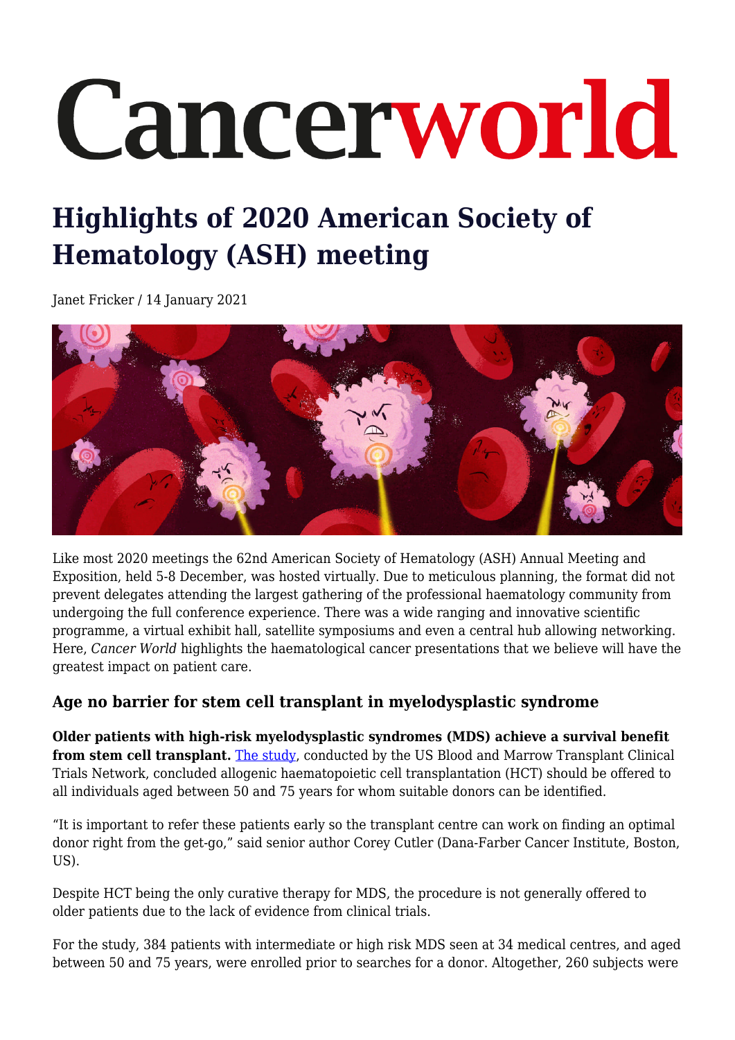# Cancerworld

# Highlights of 2020 American Society of Hematology (ASH) meeting

Janet Fricker / 14 January 2021

Like most 2020 meetings the 62nd American Society of Hematology (ASH) Annual Meeting and Exposition, held 5-8 December, was hosted virtually. Due to meticulous planning, the format did not prevent delegates attending the largest gathering of the professional haematology community from undergoing the full conference experience. There was a wide ranging and innovative scientific programme, a virtual exhibit hall, satellite symposiums and even a central hub allowing networking. Here, *Cancer World* highlights the haematological cancer presentations that we believe will have the greatest impact on patient care.

### Age no barrier for stem cell transplant in myelodysplastic syndrome

**Older patients with high-risk myelodysplastic syndromes (MDS) achieve a survival benefit from stem cell transplant.** The study, conducted by the US Blood and Marrow Transplant Clinical Trials Network, concluded allogenic haematopoietic cell transplantation (HCT) should be offered to all individuals aged between 50 and 75 years for whom suitable donors can be identified.

"It is important to refer these patients early so the transplant centre can work on finding an optimal donor right from the get-go," said senior author Corey Cutler (Dana-Farber Cancer Institute, Boston, US).

Despite HCT being the only curative therapy for MDS, the procedure is not generally offered to older patients due to the lack of evidence from clinical trials.

For the study, 384 patients with intermediate or high risk MDS seen at 34 medical centres, and aged between 50 and 75 years, were enrolled prior to searches for a donor. Altogether, 260 subjects were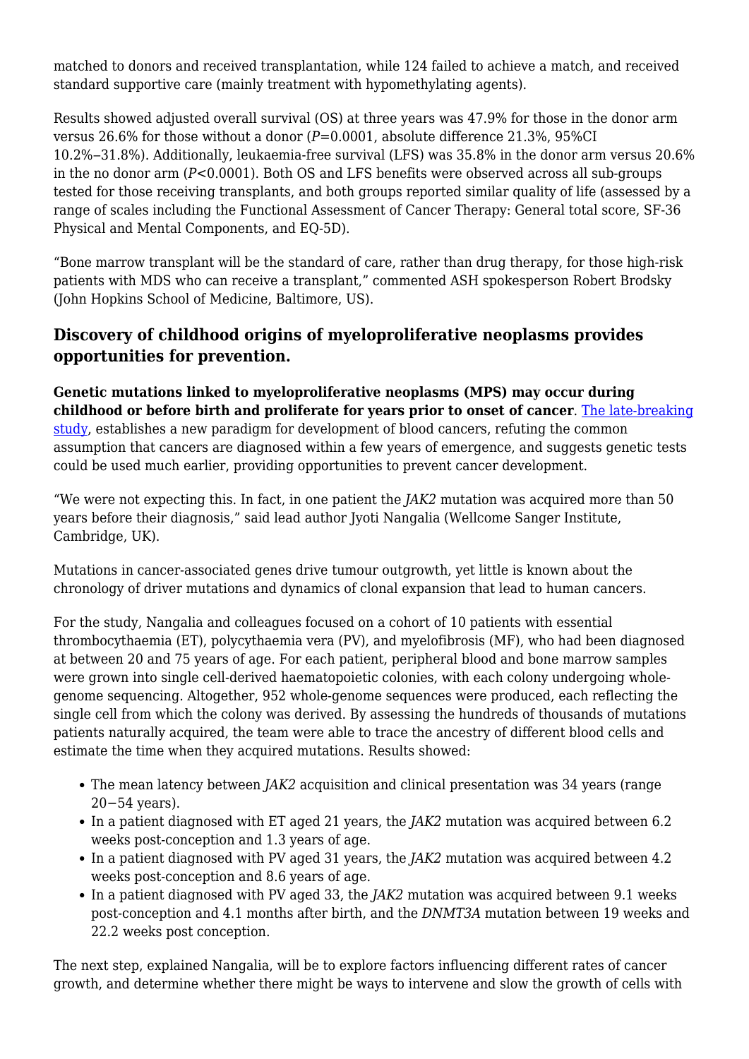matched to donors and received transplantation, while 124 failed to achieve a match, and received standard supportive care (mainly treatment with hypomethylating agents).

Results showed adjusted overall survival (OS) at three years was 47.9% for those in the donor arm versus 26.6% for those without a donor ($P$=0.0001, absolute difference 21.3%, 95%CI 10.2%–31.8%). Additionally, leukaemia-free survival (LFS) was 35.8% in the donor arm versus 20.6% in the no donor arm ($P$<0.0001). Both OS and LFS benefits were observed across all sub-groups tested for those receiving transplants, and both groups reported similar quality of life (assessed by a range of scales including the Functional Assessment of Cancer Therapy: General total score, SF-36 Physical and Mental Components, and EQ-5D).

"Bone marrow transplant will be the standard of care, rather than drug therapy, for those high-risk patients with MDS who can receive a transplant," commented ASH spokesperson Robert Brodsky (John Hopkins School of Medicine, Baltimore, US).

## Discovery of childhood origins of myeloproliferative neoplasms provides opportunities for prevention.

**Genetic mutations linked to myeloproliferative neoplasms (MPS) may occur during childhood or before birth and proliferate for years prior to onset of cancer**. [The late-breaking study](), establishes a new paradigm for development of blood cancers, refuting the common assumption that cancers are diagnosed within a few years of emergence, and suggests genetic tests could be used much earlier, providing opportunities to prevent cancer development.

"We were not expecting this. In fact, in one patient the *JAK2* mutation was acquired more than 50 years before their diagnosis," said lead author Jyoti Nangalia (Wellcome Sanger Institute, Cambridge, UK).

Mutations in cancer-associated genes drive tumour outgrowth, yet little is known about the chronology of driver mutations and dynamics of clonal expansion that lead to human cancers.

For the study, Nangalia and colleagues focused on a cohort of 10 patients with essential thrombocythaemia (ET), polycythaemia vera (PV), and myelofibrosis (MF), who had been diagnosed at between 20 and 75 years of age. For each patient, peripheral blood and bone marrow samples were grown into single cell-derived haematopoietic colonies, with each colony undergoing whole-genome sequencing. Altogether, 952 whole-genome sequences were produced, each reflecting the single cell from which the colony was derived. By assessing the hundreds of thousands of mutations patients naturally acquired, the team were able to trace the ancestry of different blood cells and estimate the time when they acquired mutations. Results showed:

- The mean latency between *JAK2* acquisition and clinical presentation was 34 years (range 20−54 years).
- In a patient diagnosed with ET aged 21 years, the *JAK2* mutation was acquired between 6.2 weeks post-conception and 1.3 years of age.
- In a patient diagnosed with PV aged 31 years, the *JAK2* mutation was acquired between 4.2 weeks post-conception and 8.6 years of age.
- In a patient diagnosed with PV aged 33, the *JAK2* mutation was acquired between 9.1 weeks post-conception and 4.1 months after birth, and the *DNMT3A* mutation between 19 weeks and 22.2 weeks post conception.

The next step, explained Nangalia, will be to explore factors influencing different rates of cancer growth, and determine whether there might be ways to intervene and slow the growth of cells with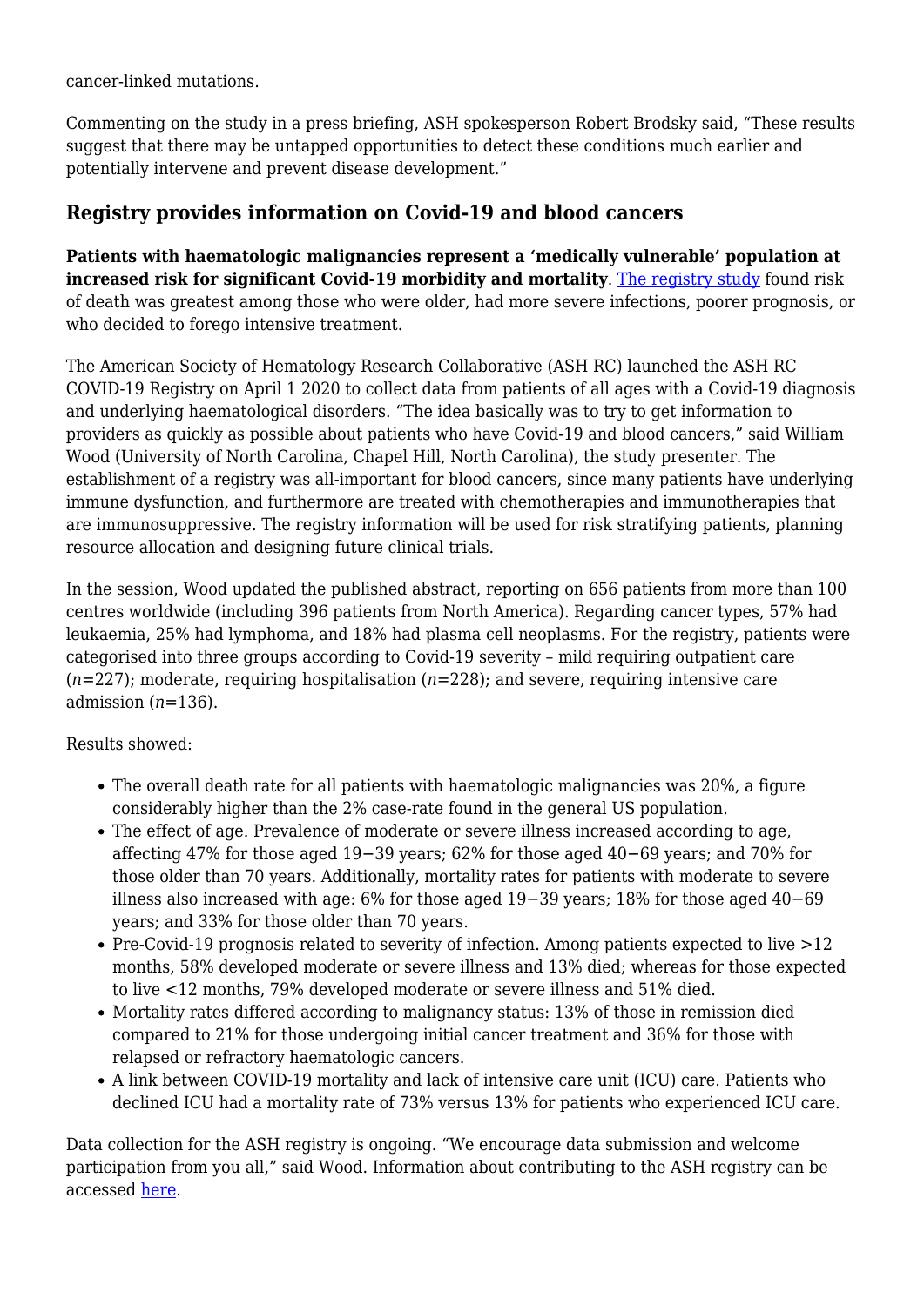cancer-linked mutations.

Commenting on the study in a press briefing, ASH spokesperson Robert Brodsky said, "These results suggest that there may be untapped opportunities to detect these conditions much earlier and potentially intervene and prevent disease development."

## Registry provides information on Covid-19 and blood cancers

**Patients with haematologic malignancies represent a 'medically vulnerable' population at increased risk for significant Covid-19 morbidity and mortality**. The registry study found risk of death was greatest among those who were older, had more severe infections, poorer prognosis, or who decided to forego intensive treatment.

The American Society of Hematology Research Collaborative (ASH RC) launched the ASH RC COVID-19 Registry on April 1 2020 to collect data from patients of all ages with a Covid-19 diagnosis and underlying haematological disorders. "The idea basically was to try to get information to providers as quickly as possible about patients who have Covid-19 and blood cancers," said William Wood (University of North Carolina, Chapel Hill, North Carolina), the study presenter. The establishment of a registry was all-important for blood cancers, since many patients have underlying immune dysfunction, and furthermore are treated with chemotherapies and immunotherapies that are immunosuppressive. The registry information will be used for risk stratifying patients, planning resource allocation and designing future clinical trials.

In the session, Wood updated the published abstract, reporting on 656 patients from more than 100 centres worldwide (including 396 patients from North America). Regarding cancer types, 57% had leukaemia, 25% had lymphoma, and 18% had plasma cell neoplasms. For the registry, patients were categorised into three groups according to Covid-19 severity – mild requiring outpatient care ($n$=227); moderate, requiring hospitalisation ($n$=228); and severe, requiring intensive care admission ($n$=136).

Results showed:

- The overall death rate for all patients with haematologic malignancies was 20%, a figure considerably higher than the 2% case-rate found in the general US population.
- The effect of age. Prevalence of moderate or severe illness increased according to age, affecting 47% for those aged 19−39 years; 62% for those aged 40−69 years; and 70% for those older than 70 years. Additionally, mortality rates for patients with moderate to severe illness also increased with age: 6% for those aged 19−39 years; 18% for those aged 40−69 years; and 33% for those older than 70 years.
- Pre-Covid-19 prognosis related to severity of infection. Among patients expected to live >12 months, 58% developed moderate or severe illness and 13% died; whereas for those expected to live <12 months, 79% developed moderate or severe illness and 51% died.
- Mortality rates differed according to malignancy status: 13% of those in remission died compared to 21% for those undergoing initial cancer treatment and 36% for those with relapsed or refractory haematologic cancers.
- A link between COVID-19 mortality and lack of intensive care unit (ICU) care. Patients who declined ICU had a mortality rate of 73% versus 13% for patients who experienced ICU care.

Data collection for the ASH registry is ongoing. "We encourage data submission and welcome participation from you all," said Wood. Information about contributing to the ASH registry can be accessed here.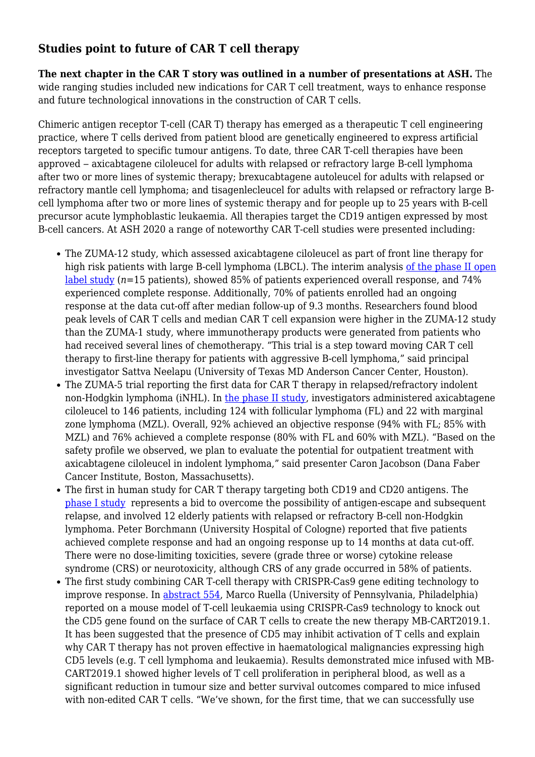## Studies point to future of CAR T cell therapy

**The next chapter in the CAR T story was outlined in a number of presentations at ASH.** The wide ranging studies included new indications for CAR T cell treatment, ways to enhance response and future technological innovations in the construction of CAR T cells.

Chimeric antigen receptor T-cell (CAR T) therapy has emerged as a therapeutic T cell engineering practice, where T cells derived from patient blood are genetically engineered to express artificial receptors targeted to specific tumour antigens. To date, three CAR T-cell therapies have been approved – axicabtagene ciloleucel for adults with relapsed or refractory large B-cell lymphoma after two or more lines of systemic therapy; brexucabtagene autoleucel for adults with relapsed or refractory mantle cell lymphoma; and tisagenlecleucel for adults with relapsed or refractory large B-cell lymphoma after two or more lines of systemic therapy and for people up to 25 years with B-cell precursor acute lymphoblastic leukaemia. All therapies target the CD19 antigen expressed by most B-cell cancers. At ASH 2020 a range of noteworthy CAR T-cell studies were presented including:

- The ZUMA-12 study, which assessed axicabtagene ciloleucel as part of front line therapy for high risk patients with large B-cell lymphoma (LBCL). The interim analysis of the phase II open label study (*n*=15 patients), showed 85% of patients experienced overall response, and 74% experienced complete response. Additionally, 70% of patients enrolled had an ongoing response at the data cut-off after median follow-up of 9.3 months. Researchers found blood peak levels of CAR T cells and median CAR T cell expansion were higher in the ZUMA-12 study than the ZUMA-1 study, where immunotherapy products were generated from patients who had received several lines of chemotherapy. "This trial is a step toward moving CAR T cell therapy to first-line therapy for patients with aggressive B-cell lymphoma," said principal investigator Sattva Neelapu (University of Texas MD Anderson Cancer Center, Houston).
- The ZUMA-5 trial reporting the first data for CAR T therapy in relapsed/refractory indolent non-Hodgkin lymphoma (iNHL). In the phase II study, investigators administered axicabtagene ciloleucel to 146 patients, including 124 with follicular lymphoma (FL) and 22 with marginal zone lymphoma (MZL). Overall, 92% achieved an objective response (94% with FL; 85% with MZL) and 76% achieved a complete response (80% with FL and 60% with MZL). "Based on the safety profile we observed, we plan to evaluate the potential for outpatient treatment with axicabtagene ciloleucel in indolent lymphoma," said presenter Caron Jacobson (Dana Faber Cancer Institute, Boston, Massachusetts).
- The first in human study for CAR T therapy targeting both CD19 and CD20 antigens. The phase I study represents a bid to overcome the possibility of antigen-escape and subsequent relapse, and involved 12 elderly patients with relapsed or refractory B-cell non-Hodgkin lymphoma. Peter Borchmann (University Hospital of Cologne) reported that five patients achieved complete response and had an ongoing response up to 14 months at data cut-off. There were no dose-limiting toxicities, severe (grade three or worse) cytokine release syndrome (CRS) or neurotoxicity, although CRS of any grade occurred in 58% of patients.
- The first study combining CAR T-cell therapy with CRISPR-Cas9 gene editing technology to improve response. In abstract 554, Marco Ruella (University of Pennsylvania, Philadelphia) reported on a mouse model of T-cell leukaemia using CRISPR-Cas9 technology to knock out the CD5 gene found on the surface of CAR T cells to create the new therapy MB-CART2019.1. It has been suggested that the presence of CD5 may inhibit activation of T cells and explain why CAR T therapy has not proven effective in haematological malignancies expressing high CD5 levels (e.g. T cell lymphoma and leukaemia). Results demonstrated mice infused with MB-CART2019.1 showed higher levels of T cell proliferation in peripheral blood, as well as a significant reduction in tumour size and better survival outcomes compared to mice infused with non-edited CAR T cells. "We've shown, for the first time, that we can successfully use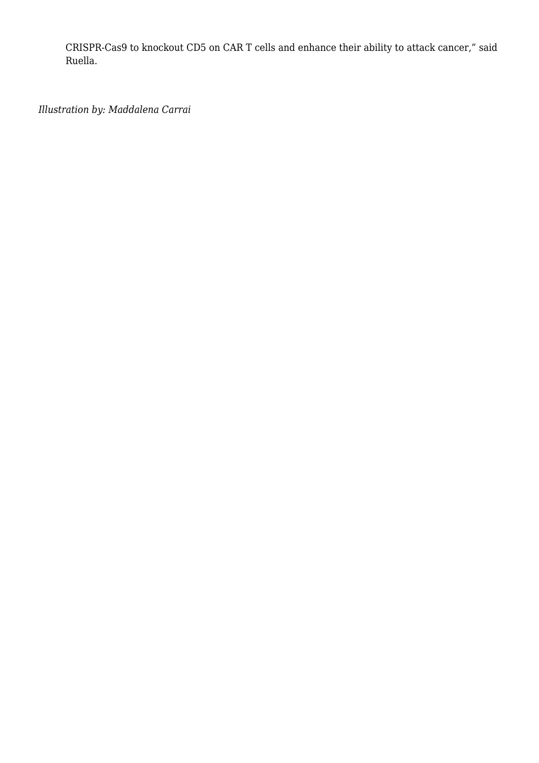CRISPR-Cas9 to knockout CD5 on CAR T cells and enhance their ability to attack cancer," said Ruella.

*Illustration by: Maddalena Carrai*